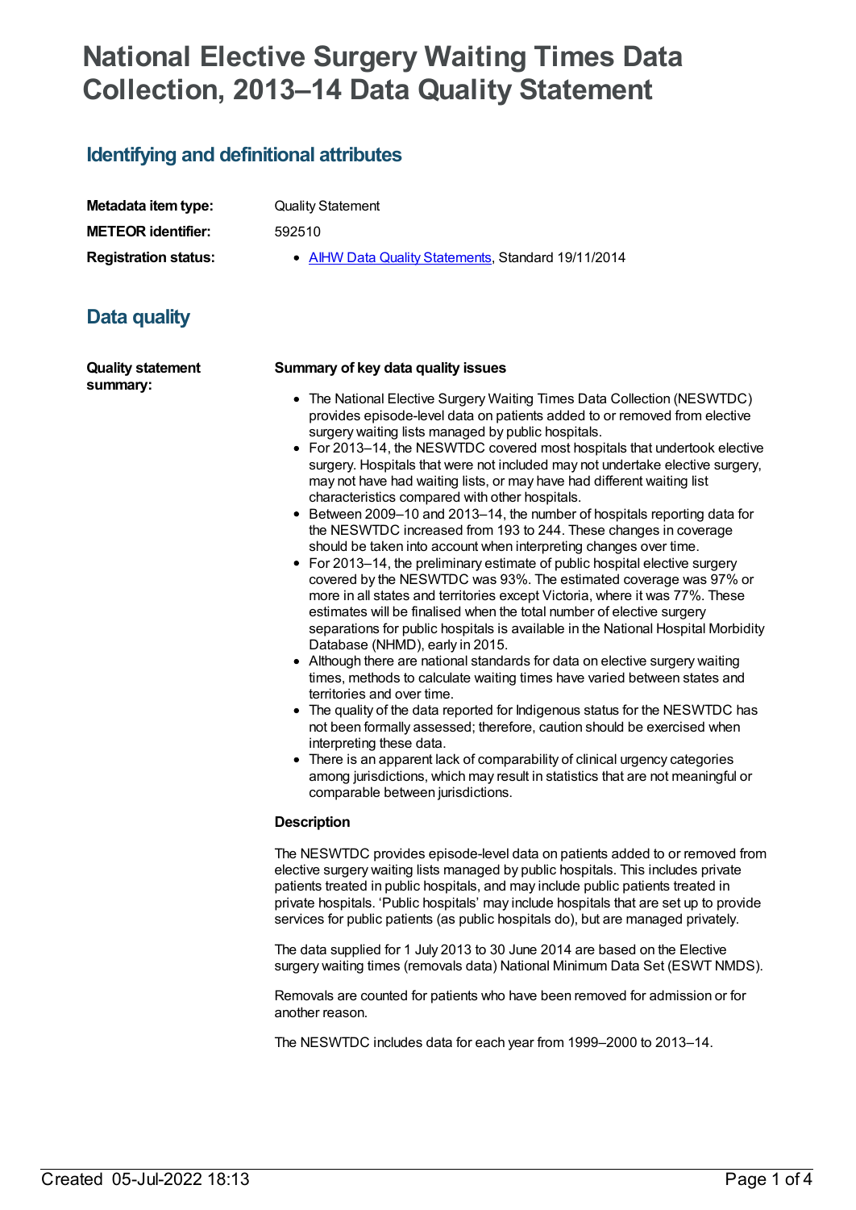# National Elective Surgery Waiting Times Data Collection, 2013–14 Data Quality Statement

## Identifying and definitional attributes

**Metadata item type:** Quality Statement

**METEOR identifier:** 592510

**Registration status:**

- AIHW Data Quality Statements, Standard 19/11/2014

## Data quality

**Quality statement summary:**

**Summary of key data quality issues**

- The National Elective Surgery Waiting Times Data Collection (NESWTDC) provides episode-level data on patients added to or removed from elective surgery waiting lists managed by public hospitals.
- For 2013–14, the NESWTDC covered most hospitals that undertook elective surgery. Hospitals that were not included may not undertake elective surgery, may not have had waiting lists, or may have had different waiting list characteristics compared with other hospitals.
- Between 2009–10 and 2013–14, the number of hospitals reporting data for the NESWTDC increased from 193 to 244. These changes in coverage should be taken into account when interpreting changes over time.
- For 2013–14, the preliminary estimate of public hospital elective surgery covered by the NESWTDC was 93%. The estimated coverage was 97% or more in all states and territories except Victoria, where it was 77%. These estimates will be finalised when the total number of elective surgery separations for public hospitals is available in the National Hospital Morbidity Database (NHMD), early in 2015.
- Although there are national standards for data on elective surgery waiting times, methods to calculate waiting times have varied between states and territories and over time.
- The quality of the data reported for Indigenous status for the NESWTDC has not been formally assessed; therefore, caution should be exercised when interpreting these data.
- There is an apparent lack of comparability of clinical urgency categories among jurisdictions, which may result in statistics that are not meaningful or comparable between jurisdictions.

**Description**

The NESWTDC provides episode-level data on patients added to or removed from elective surgery waiting lists managed by public hospitals. This includes private patients treated in public hospitals, and may include public patients treated in private hospitals. 'Public hospitals' may include hospitals that are set up to provide services for public patients (as public hospitals do), but are managed privately.

The data supplied for 1 July 2013 to 30 June 2014 are based on the Elective surgery waiting times (removals data) National Minimum Data Set (ESWT NMDS).

Removals are counted for patients who have been removed for admission or for another reason.

The NESWTDC includes data for each year from 1999–2000 to 2013–14.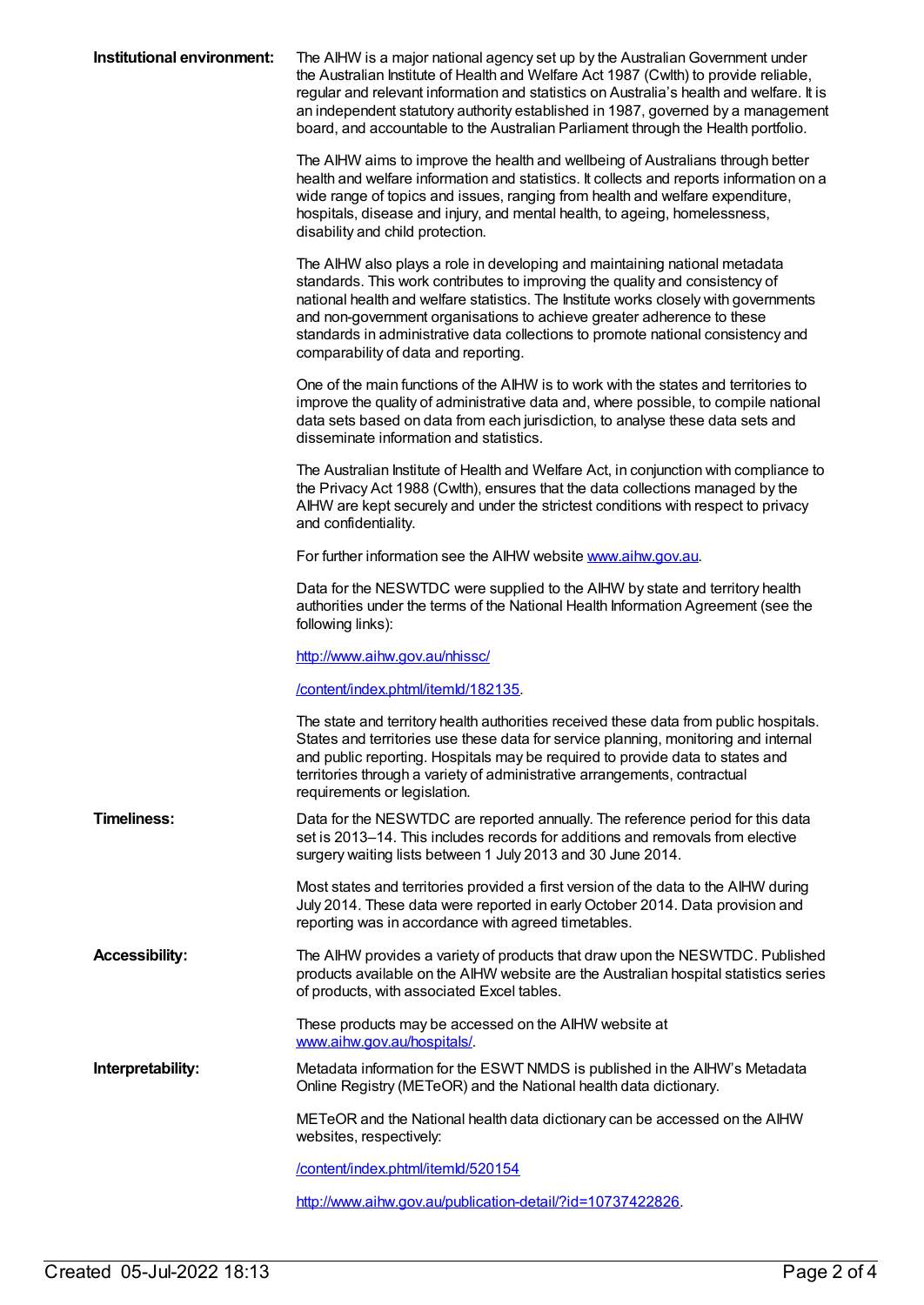**Institutional environment:**

The AIHW is a major national agency set up by the Australian Government under the Australian Institute of Health and Welfare Act 1987 (Cwlth) to provide reliable, regular and relevant information and statistics on Australia's health and welfare. It is an independent statutory authority established in 1987, governed by a management board, and accountable to the Australian Parliament through the Health portfolio.

The AIHW aims to improve the health and wellbeing of Australians through better health and welfare information and statistics. It collects and reports information on a wide range of topics and issues, ranging from health and welfare expenditure, hospitals, disease and injury, and mental health, to ageing, homelessness, disability and child protection.

The AIHW also plays a role in developing and maintaining national metadata standards. This work contributes to improving the quality and consistency of national health and welfare statistics. The Institute works closely with governments and non-government organisations to achieve greater adherence to these standards in administrative data collections to promote national consistency and comparability of data and reporting.

One of the main functions of the AIHW is to work with the states and territories to improve the quality of administrative data and, where possible, to compile national data sets based on data from each jurisdiction, to analyse these data sets and disseminate information and statistics.

The Australian Institute of Health and Welfare Act, in conjunction with compliance to the Privacy Act 1988 (Cwlth), ensures that the data collections managed by the AIHW are kept securely and under the strictest conditions with respect to privacy and confidentiality.

For further information see the AIHW website [www.aihw.gov.au](www.aihw.gov.au).

Data for the NESWTDC were supplied to the AIHW by state and territory health authorities under the terms of the National Health Information Agreement (see the following links):

[http://www.aihw.gov.au/nhissc/](http://www.aihw.gov.au/nhissc/)

[/content/index.phtml/itemId/182135](/content/index.phtml/itemId/182135).

The state and territory health authorities received these data from public hospitals. States and territories use these data for service planning, monitoring and internal and public reporting. Hospitals may be required to provide data to states and territories through a variety of administrative arrangements, contractual requirements or legislation.

**Timeliness:**

Data for the NESWTDC are reported annually. The reference period for this data set is 2013–14. This includes records for additions and removals from elective surgery waiting lists between 1 July 2013 and 30 June 2014.

Most states and territories provided a first version of the data to the AIHW during July 2014. These data were reported in early October 2014. Data provision and reporting was in accordance with agreed timetables.

**Accessibility:**

The AIHW provides a variety of products that draw upon the NESWTDC. Published products available on the AIHW website are the Australian hospital statistics series of products, with associated Excel tables.

These products may be accessed on the AIHW website at [www.aihw.gov.au/hospitals/](www.aihw.gov.au/hospitals/).

**Interpretability:**

Metadata information for the ESWT NMDS is published in the AIHW's Metadata Online Registry (METeOR) and the National health data dictionary.

METeOR and the National health data dictionary can be accessed on the AIHW websites, respectively:

[/content/index.phtml/itemId/520154](/content/index.phtml/itemId/520154)

[http://www.aihw.gov.au/publication-detail/?id=10737422826](http://www.aihw.gov.au/publication-detail/?id=10737422826).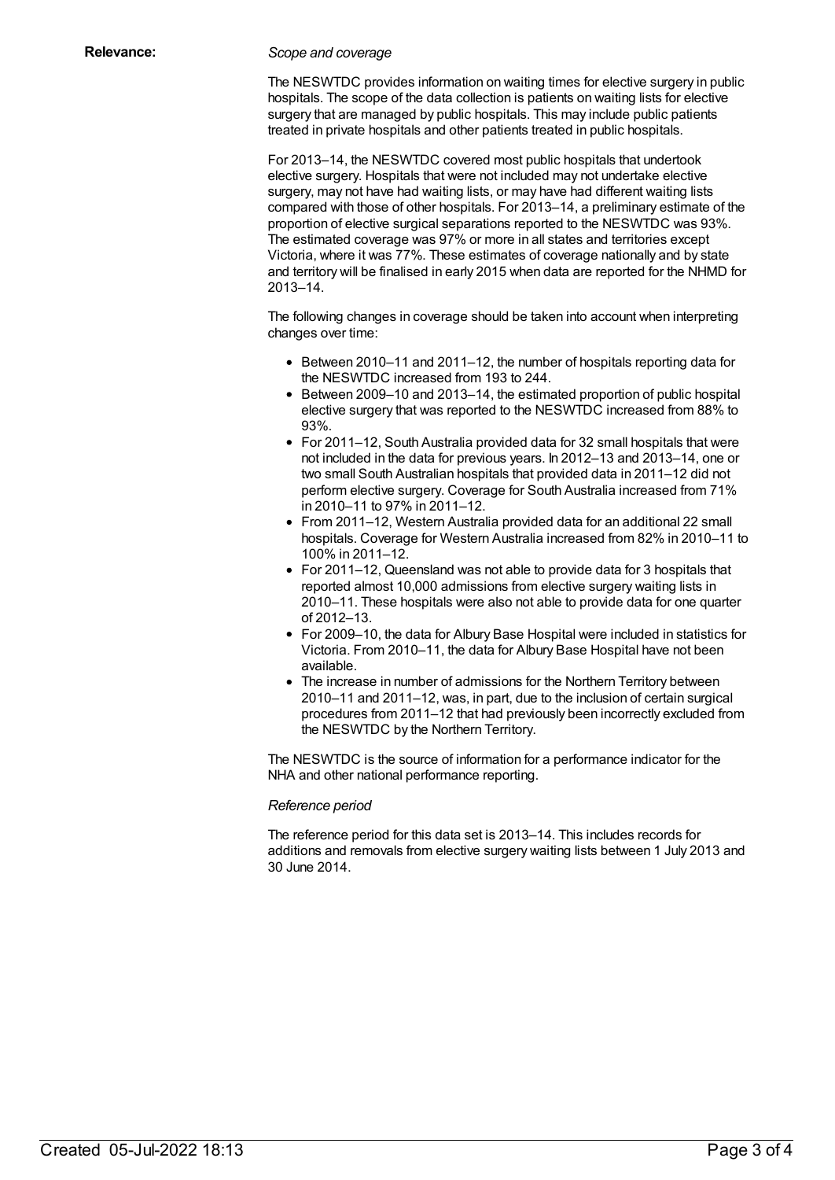**Relevance:**

*Scope and coverage*

The NESWTDC provides information on waiting times for elective surgery in public hospitals. The scope of the data collection is patients on waiting lists for elective surgery that are managed by public hospitals. This may include public patients treated in private hospitals and other patients treated in public hospitals.

For 2013–14, the NESWTDC covered most public hospitals that undertook elective surgery. Hospitals that were not included may not undertake elective surgery, may not have had waiting lists, or may have had different waiting lists compared with those of other hospitals. For 2013–14, a preliminary estimate of the proportion of elective surgical separations reported to the NESWTDC was 93%. The estimated coverage was 97% or more in all states and territories except Victoria, where it was 77%. These estimates of coverage nationally and by state and territory will be finalised in early 2015 when data are reported for the NHMD for 2013–14.

The following changes in coverage should be taken into account when interpreting changes over time:

- Between 2010–11 and 2011–12, the number of hospitals reporting data for the NESWTDC increased from 193 to 244.
- Between 2009–10 and 2013–14, the estimated proportion of public hospital elective surgery that was reported to the NESWTDC increased from 88% to 93%.
- For 2011–12, South Australia provided data for 32 small hospitals that were not included in the data for previous years. In 2012–13 and 2013–14, one or two small South Australian hospitals that provided data in 2011–12 did not perform elective surgery. Coverage for South Australia increased from 71% in 2010–11 to 97% in 2011–12.
- From 2011–12, Western Australia provided data for an additional 22 small hospitals. Coverage for Western Australia increased from 82% in 2010–11 to 100% in 2011–12.
- For 2011–12, Queensland was not able to provide data for 3 hospitals that reported almost 10,000 admissions from elective surgery waiting lists in 2010–11. These hospitals were also not able to provide data for one quarter of 2012–13.
- For 2009–10, the data for Albury Base Hospital were included in statistics for Victoria. From 2010–11, the data for Albury Base Hospital have not been available.
- The increase in number of admissions for the Northern Territory between 2010–11 and 2011–12, was, in part, due to the inclusion of certain surgical procedures from 2011–12 that had previously been incorrectly excluded from the NESWTDC by the Northern Territory.

The NESWTDC is the source of information for a performance indicator for the NHA and other national performance reporting.

*Reference period*

The reference period for this data set is 2013–14. This includes records for additions and removals from elective surgery waiting lists between 1 July 2013 and 30 June 2014.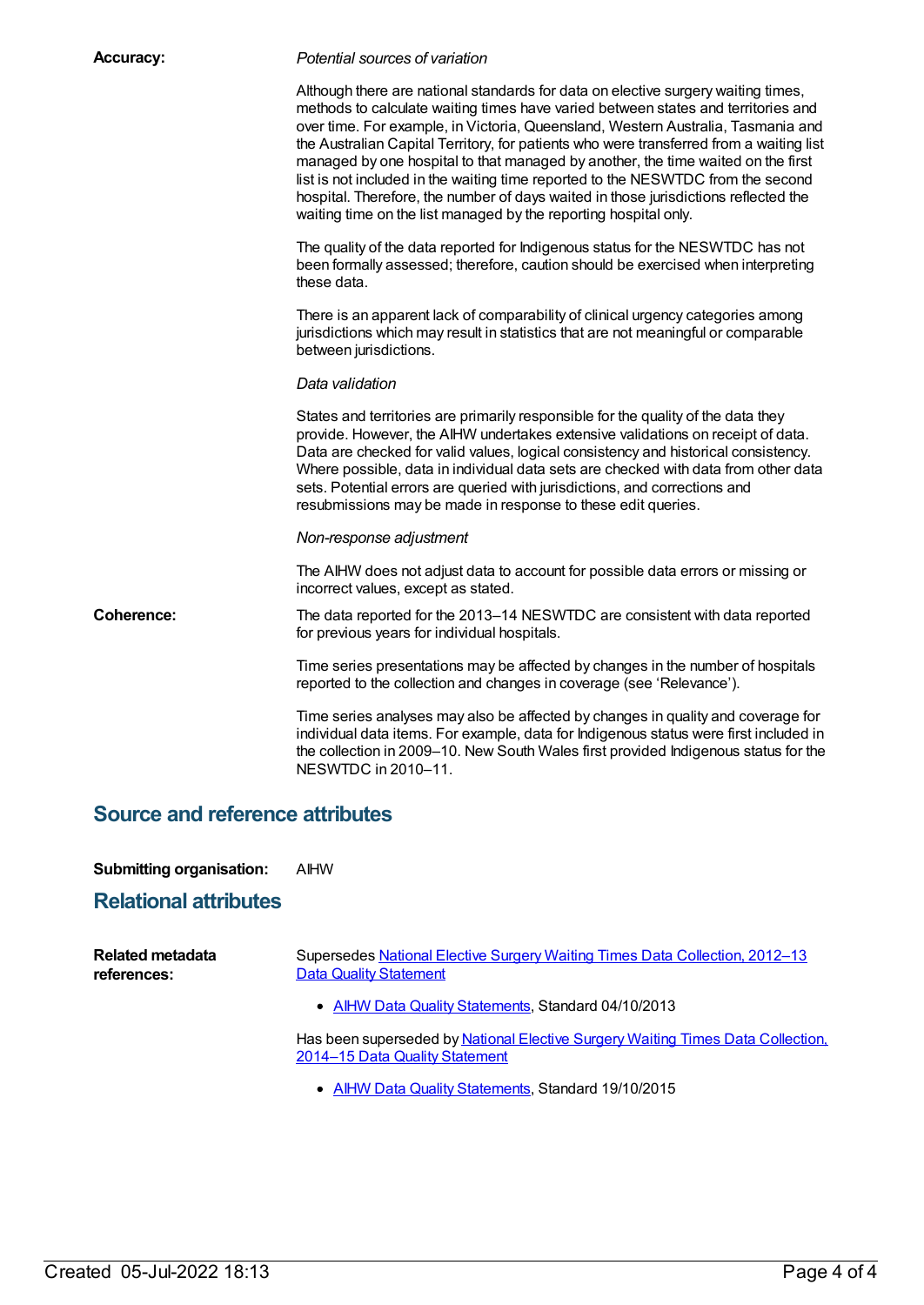**Accuracy:**

*Potential sources of variation*

Although there are national standards for data on elective surgery waiting times, methods to calculate waiting times have varied between states and territories and over time. For example, in Victoria, Queensland, Western Australia, Tasmania and the Australian Capital Territory, for patients who were transferred from a waiting list managed by one hospital to that managed by another, the time waited on the first list is not included in the waiting time reported to the NESWTDC from the second hospital. Therefore, the number of days waited in those jurisdictions reflected the waiting time on the list managed by the reporting hospital only.

The quality of the data reported for Indigenous status for the NESWTDC has not been formally assessed; therefore, caution should be exercised when interpreting these data.

There is an apparent lack of comparability of clinical urgency categories among jurisdictions which may result in statistics that are not meaningful or comparable between jurisdictions.

*Data validation*

States and territories are primarily responsible for the quality of the data they provide. However, the AIHW undertakes extensive validations on receipt of data. Data are checked for valid values, logical consistency and historical consistency. Where possible, data in individual data sets are checked with data from other data sets. Potential errors are queried with jurisdictions, and corrections and resubmissions may be made in response to these edit queries.

*Non-response adjustment*

The AIHW does not adjust data to account for possible data errors or missing or incorrect values, except as stated.

**Coherence:**

The data reported for the 2013–14 NESWTDC are consistent with data reported for previous years for individual hospitals.

Time series presentations may be affected by changes in the number of hospitals reported to the collection and changes in coverage (see 'Relevance').

Time series analyses may also be affected by changes in quality and coverage for individual data items. For example, data for Indigenous status were first included in the collection in 2009–10. New South Wales first provided Indigenous status for the NESWTDC in 2010–11.

## Source and reference attributes

**Submitting organisation:** AIHW

## Relational attributes

**Related metadata references:**

Supersedes National Elective Surgery Waiting Times Data Collection, 2012–13 Data Quality Statement

- AIHW Data Quality Statements, Standard 04/10/2013

Has been superseded by National Elective Surgery Waiting Times Data Collection, 2014–15 Data Quality Statement

- AIHW Data Quality Statements, Standard 19/10/2015